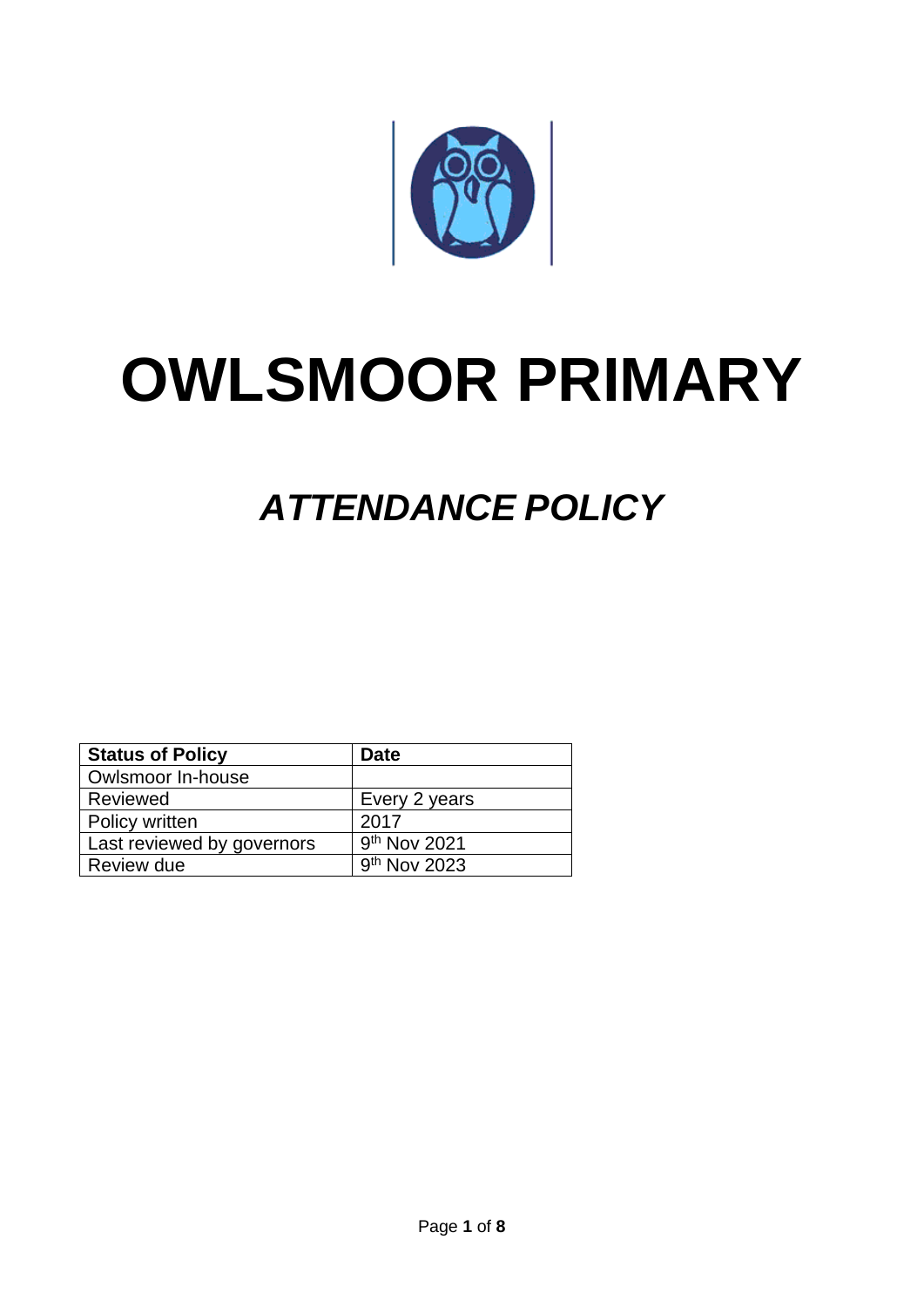# OWLSMOOR PRIMARY

## *ATTENDANCE POLICY*

| Status of Policy | Date |
|---|---|
| Owlsmoor In-house | |
| Reviewed | Every 2 years |
| Policy written | 2017 |
| Last reviewed by governors | 9th Nov 2021 |
| Review due | 9th Nov 2023 |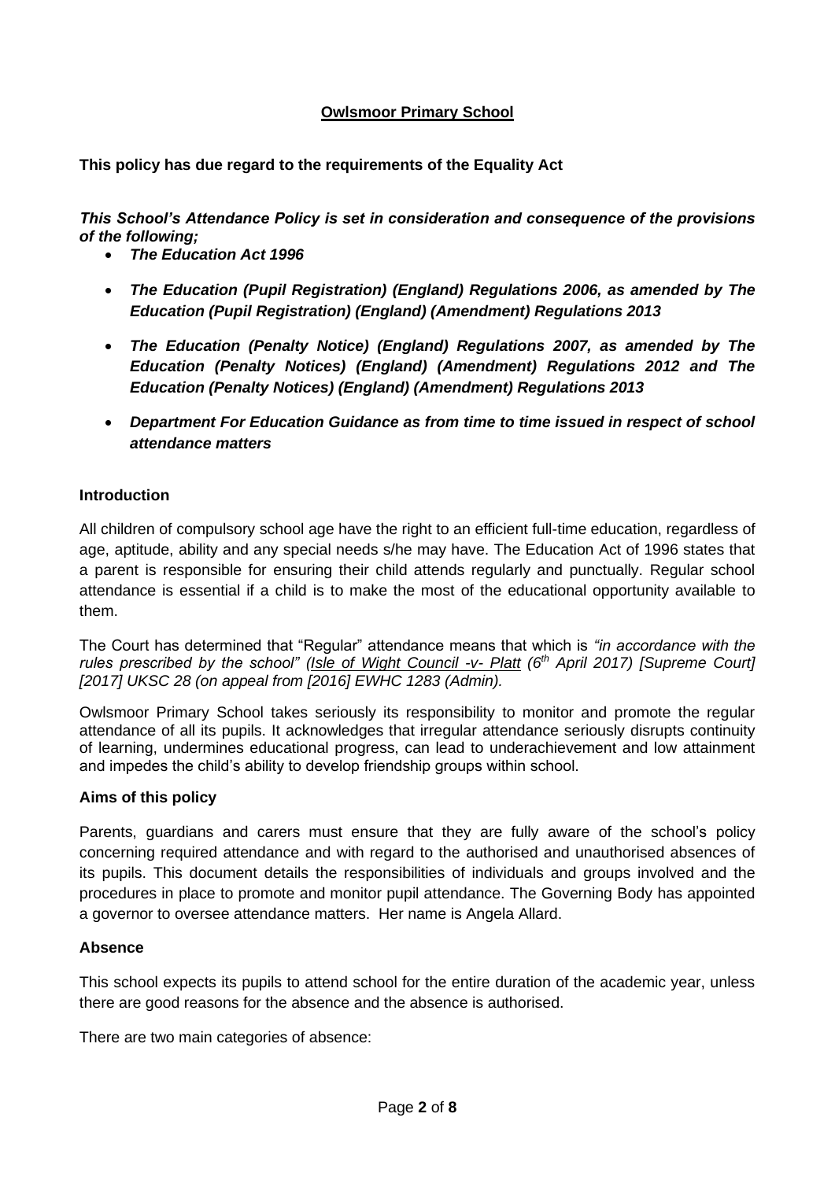**Owlsmoor Primary School**

**This policy has due regard to the requirements of the Equality Act**

***This School's Attendance Policy is set in consideration and consequence of the provisions of the following;***

- ***The Education Act 1996***
- ***The Education (Pupil Registration) (England) Regulations 2006, as amended by The Education (Pupil Registration) (England) (Amendment) Regulations 2013***
- ***The Education (Penalty Notice) (England) Regulations 2007, as amended by The Education (Penalty Notices) (England) (Amendment) Regulations 2012 and The Education (Penalty Notices) (England) (Amendment) Regulations 2013***
- ***Department For Education Guidance as from time to time issued in respect of school attendance matters***

**Introduction**

All children of compulsory school age have the right to an efficient full-time education, regardless of age, aptitude, ability and any special needs s/he may have. The Education Act of 1996 states that a parent is responsible for ensuring their child attends regularly and punctually. Regular school attendance is essential if a child is to make the most of the educational opportunity available to them.

The Court has determined that "Regular" attendance means that which is *"in accordance with the rules prescribed by the school" (Isle of Wight Council -v- Platt (6th April 2017) [Supreme Court] [2017] UKSC 28 (on appeal from [2016] EWHC 1283 (Admin).*

Owlsmoor Primary School takes seriously its responsibility to monitor and promote the regular attendance of all its pupils. It acknowledges that irregular attendance seriously disrupts continuity of learning, undermines educational progress, can lead to underachievement and low attainment and impedes the child's ability to develop friendship groups within school.

**Aims of this policy**

Parents, guardians and carers must ensure that they are fully aware of the school's policy concerning required attendance and with regard to the authorised and unauthorised absences of its pupils. This document details the responsibilities of individuals and groups involved and the procedures in place to promote and monitor pupil attendance. The Governing Body has appointed a governor to oversee attendance matters. Her name is Angela Allard.

**Absence**

This school expects its pupils to attend school for the entire duration of the academic year, unless there are good reasons for the absence and the absence is authorised.

There are two main categories of absence: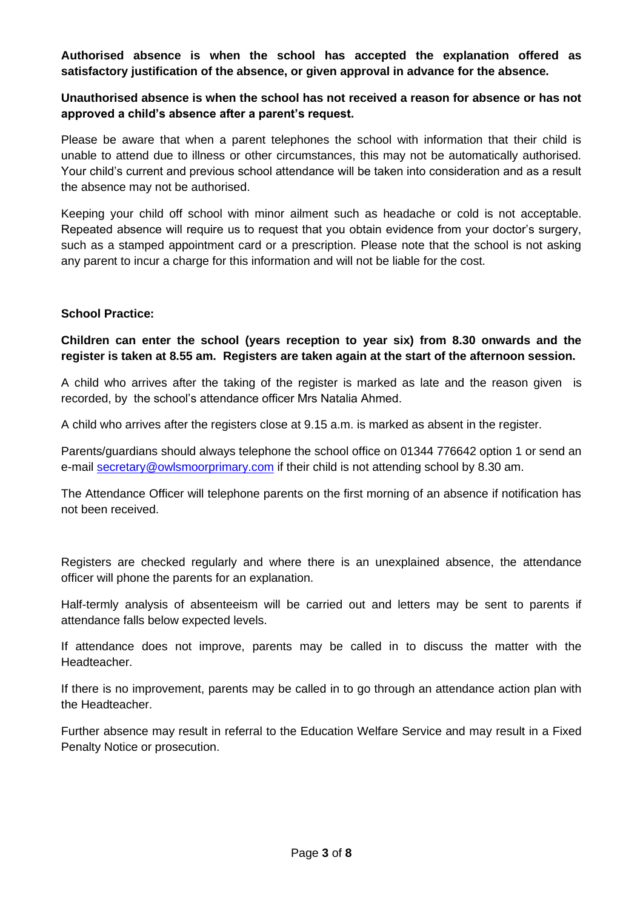**Authorised absence is when the school has accepted the explanation offered as satisfactory justification of the absence, or given approval in advance for the absence.**

**Unauthorised absence is when the school has not received a reason for absence or has not approved a child's absence after a parent's request.**

Please be aware that when a parent telephones the school with information that their child is unable to attend due to illness or other circumstances, this may not be automatically authorised. Your child's current and previous school attendance will be taken into consideration and as a result the absence may not be authorised.

Keeping your child off school with minor ailment such as headache or cold is not acceptable. Repeated absence will require us to request that you obtain evidence from your doctor's surgery, such as a stamped appointment card or a prescription. Please note that the school is not asking any parent to incur a charge for this information and will not be liable for the cost.

**School Practice:**

**Children can enter the school (years reception to year six) from 8.30 onwards and the register is taken at 8.55 am. Registers are taken again at the start of the afternoon session.**

A child who arrives after the taking of the register is marked as late and the reason given is recorded, by the school's attendance officer Mrs Natalia Ahmed.

A child who arrives after the registers close at 9.15 a.m. is marked as absent in the register.

Parents/guardians should always telephone the school office on 01344 776642 option 1 or send an e-mail [secretary@owlsmoorprimary.com](mailto:secretary@owlsmoorprimary.com) if their child is not attending school by 8.30 am.

The Attendance Officer will telephone parents on the first morning of an absence if notification has not been received.

Registers are checked regularly and where there is an unexplained absence, the attendance officer will phone the parents for an explanation.

Half-termly analysis of absenteeism will be carried out and letters may be sent to parents if attendance falls below expected levels.

If attendance does not improve, parents may be called in to discuss the matter with the Headteacher.

If there is no improvement, parents may be called in to go through an attendance action plan with the Headteacher.

Further absence may result in referral to the Education Welfare Service and may result in a Fixed Penalty Notice or prosecution.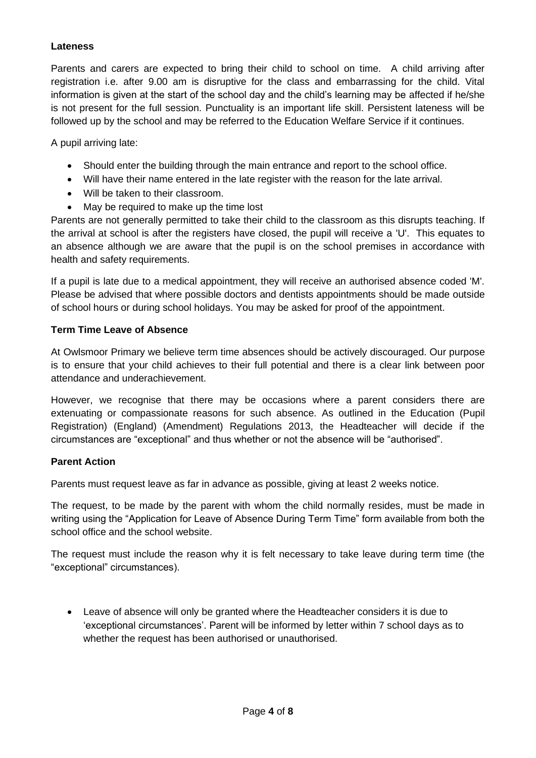**Lateness**

Parents and carers are expected to bring their child to school on time. A child arriving after registration i.e. after 9.00 am is disruptive for the class and embarrassing for the child. Vital information is given at the start of the school day and the child's learning may be affected if he/she is not present for the full session. Punctuality is an important life skill. Persistent lateness will be followed up by the school and may be referred to the Education Welfare Service if it continues.

A pupil arriving late:

- Should enter the building through the main entrance and report to the school office.
- Will have their name entered in the late register with the reason for the late arrival.
- Will be taken to their classroom.
- May be required to make up the time lost

Parents are not generally permitted to take their child to the classroom as this disrupts teaching. If the arrival at school is after the registers have closed, the pupil will receive a 'U'. This equates to an absence although we are aware that the pupil is on the school premises in accordance with health and safety requirements.

If a pupil is late due to a medical appointment, they will receive an authorised absence coded 'M'. Please be advised that where possible doctors and dentists appointments should be made outside of school hours or during school holidays. You may be asked for proof of the appointment.

**Term Time Leave of Absence**

At Owlsmoor Primary we believe term time absences should be actively discouraged. Our purpose is to ensure that your child achieves to their full potential and there is a clear link between poor attendance and underachievement.

However, we recognise that there may be occasions where a parent considers there are extenuating or compassionate reasons for such absence. As outlined in the Education (Pupil Registration) (England) (Amendment) Regulations 2013, the Headteacher will decide if the circumstances are "exceptional" and thus whether or not the absence will be "authorised".

**Parent Action**

Parents must request leave as far in advance as possible, giving at least 2 weeks notice.

The request, to be made by the parent with whom the child normally resides, must be made in writing using the "Application for Leave of Absence During Term Time" form available from both the school office and the school website.

The request must include the reason why it is felt necessary to take leave during term time (the "exceptional" circumstances).

- Leave of absence will only be granted where the Headteacher considers it is due to 'exceptional circumstances'. Parent will be informed by letter within 7 school days as to whether the request has been authorised or unauthorised.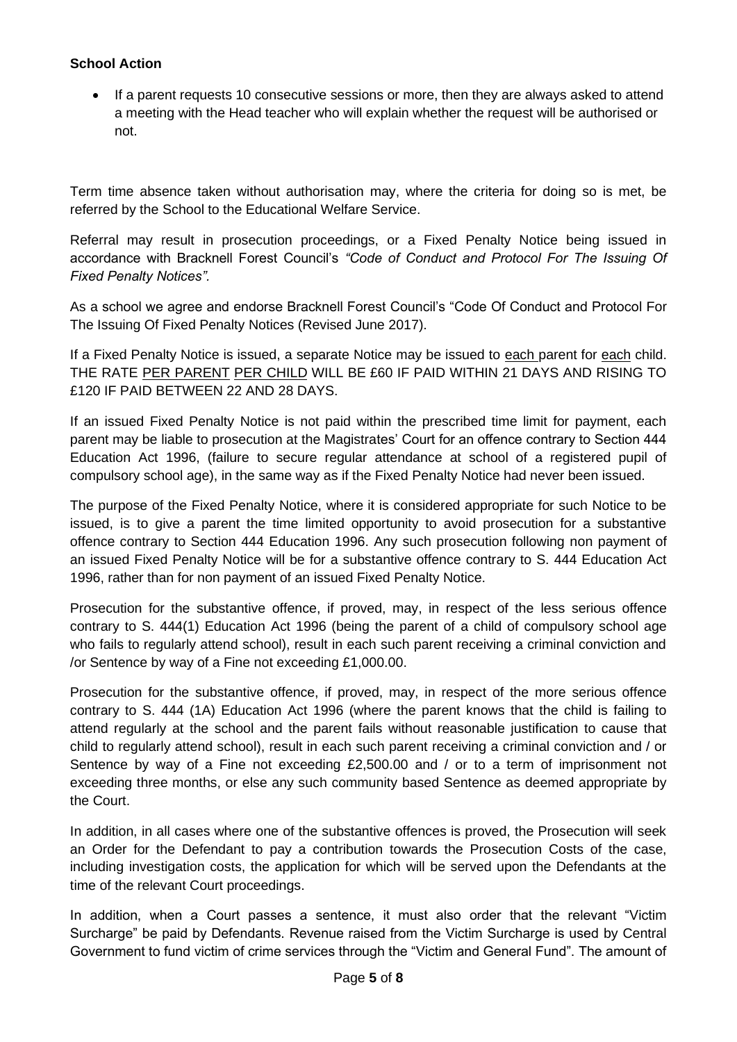**School Action**

- If a parent requests 10 consecutive sessions or more, then they are always asked to attend a meeting with the Head teacher who will explain whether the request will be authorised or not.

Term time absence taken without authorisation may, where the criteria for doing so is met, be referred by the School to the Educational Welfare Service.

Referral may result in prosecution proceedings, or a Fixed Penalty Notice being issued in accordance with Bracknell Forest Council's *"Code of Conduct and Protocol For The Issuing Of Fixed Penalty Notices".*

As a school we agree and endorse Bracknell Forest Council's "Code Of Conduct and Protocol For The Issuing Of Fixed Penalty Notices (Revised June 2017).

If a Fixed Penalty Notice is issued, a separate Notice may be issued to <u>each</u> parent for <u>each</u> child. THE RATE <u>PER PARENT</u> <u>PER CHILD</u> WILL BE £60 IF PAID WITHIN 21 DAYS AND RISING TO £120 IF PAID BETWEEN 22 AND 28 DAYS.

If an issued Fixed Penalty Notice is not paid within the prescribed time limit for payment, each parent may be liable to prosecution at the Magistrates' Court for an offence contrary to Section 444 Education Act 1996, (failure to secure regular attendance at school of a registered pupil of compulsory school age), in the same way as if the Fixed Penalty Notice had never been issued.

The purpose of the Fixed Penalty Notice, where it is considered appropriate for such Notice to be issued, is to give a parent the time limited opportunity to avoid prosecution for a substantive offence contrary to Section 444 Education 1996. Any such prosecution following non payment of an issued Fixed Penalty Notice will be for a substantive offence contrary to S. 444 Education Act 1996, rather than for non payment of an issued Fixed Penalty Notice.

Prosecution for the substantive offence, if proved, may, in respect of the less serious offence contrary to S. 444(1) Education Act 1996 (being the parent of a child of compulsory school age who fails to regularly attend school), result in each such parent receiving a criminal conviction and /or Sentence by way of a Fine not exceeding £1,000.00.

Prosecution for the substantive offence, if proved, may, in respect of the more serious offence contrary to S. 444 (1A) Education Act 1996 (where the parent knows that the child is failing to attend regularly at the school and the parent fails without reasonable justification to cause that child to regularly attend school), result in each such parent receiving a criminal conviction and / or Sentence by way of a Fine not exceeding £2,500.00 and / or to a term of imprisonment not exceeding three months, or else any such community based Sentence as deemed appropriate by the Court.

In addition, in all cases where one of the substantive offences is proved, the Prosecution will seek an Order for the Defendant to pay a contribution towards the Prosecution Costs of the case, including investigation costs, the application for which will be served upon the Defendants at the time of the relevant Court proceedings.

In addition, when a Court passes a sentence, it must also order that the relevant "Victim Surcharge" be paid by Defendants. Revenue raised from the Victim Surcharge is used by Central Government to fund victim of crime services through the "Victim and General Fund". The amount of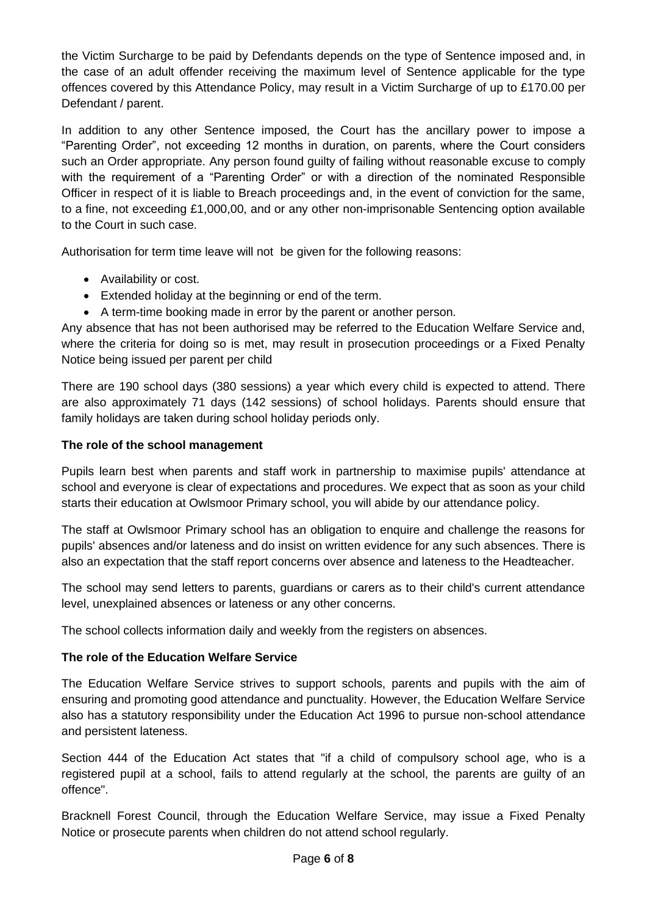the Victim Surcharge to be paid by Defendants depends on the type of Sentence imposed and, in the case of an adult offender receiving the maximum level of Sentence applicable for the type offences covered by this Attendance Policy, may result in a Victim Surcharge of up to £170.00 per Defendant / parent.

In addition to any other Sentence imposed, the Court has the ancillary power to impose a "Parenting Order", not exceeding 12 months in duration, on parents, where the Court considers such an Order appropriate. Any person found guilty of failing without reasonable excuse to comply with the requirement of a "Parenting Order" or with a direction of the nominated Responsible Officer in respect of it is liable to Breach proceedings and, in the event of conviction for the same, to a fine, not exceeding £1,000,00, and or any other non-imprisonable Sentencing option available to the Court in such case.

Authorisation for term time leave will not be given for the following reasons:

- Availability or cost.
- Extended holiday at the beginning or end of the term.
- A term-time booking made in error by the parent or another person.

Any absence that has not been authorised may be referred to the Education Welfare Service and, where the criteria for doing so is met, may result in prosecution proceedings or a Fixed Penalty Notice being issued per parent per child

There are 190 school days (380 sessions) a year which every child is expected to attend. There are also approximately 71 days (142 sessions) of school holidays. Parents should ensure that family holidays are taken during school holiday periods only.

**The role of the school management**

Pupils learn best when parents and staff work in partnership to maximise pupils' attendance at school and everyone is clear of expectations and procedures. We expect that as soon as your child starts their education at Owlsmoor Primary school, you will abide by our attendance policy.

The staff at Owlsmoor Primary school has an obligation to enquire and challenge the reasons for pupils' absences and/or lateness and do insist on written evidence for any such absences. There is also an expectation that the staff report concerns over absence and lateness to the Headteacher.

The school may send letters to parents, guardians or carers as to their child's current attendance level, unexplained absences or lateness or any other concerns.

The school collects information daily and weekly from the registers on absences.

**The role of the Education Welfare Service**

The Education Welfare Service strives to support schools, parents and pupils with the aim of ensuring and promoting good attendance and punctuality. However, the Education Welfare Service also has a statutory responsibility under the Education Act 1996 to pursue non-school attendance and persistent lateness.

Section 444 of the Education Act states that "if a child of compulsory school age, who is a registered pupil at a school, fails to attend regularly at the school, the parents are guilty of an offence".

Bracknell Forest Council, through the Education Welfare Service, may issue a Fixed Penalty Notice or prosecute parents when children do not attend school regularly.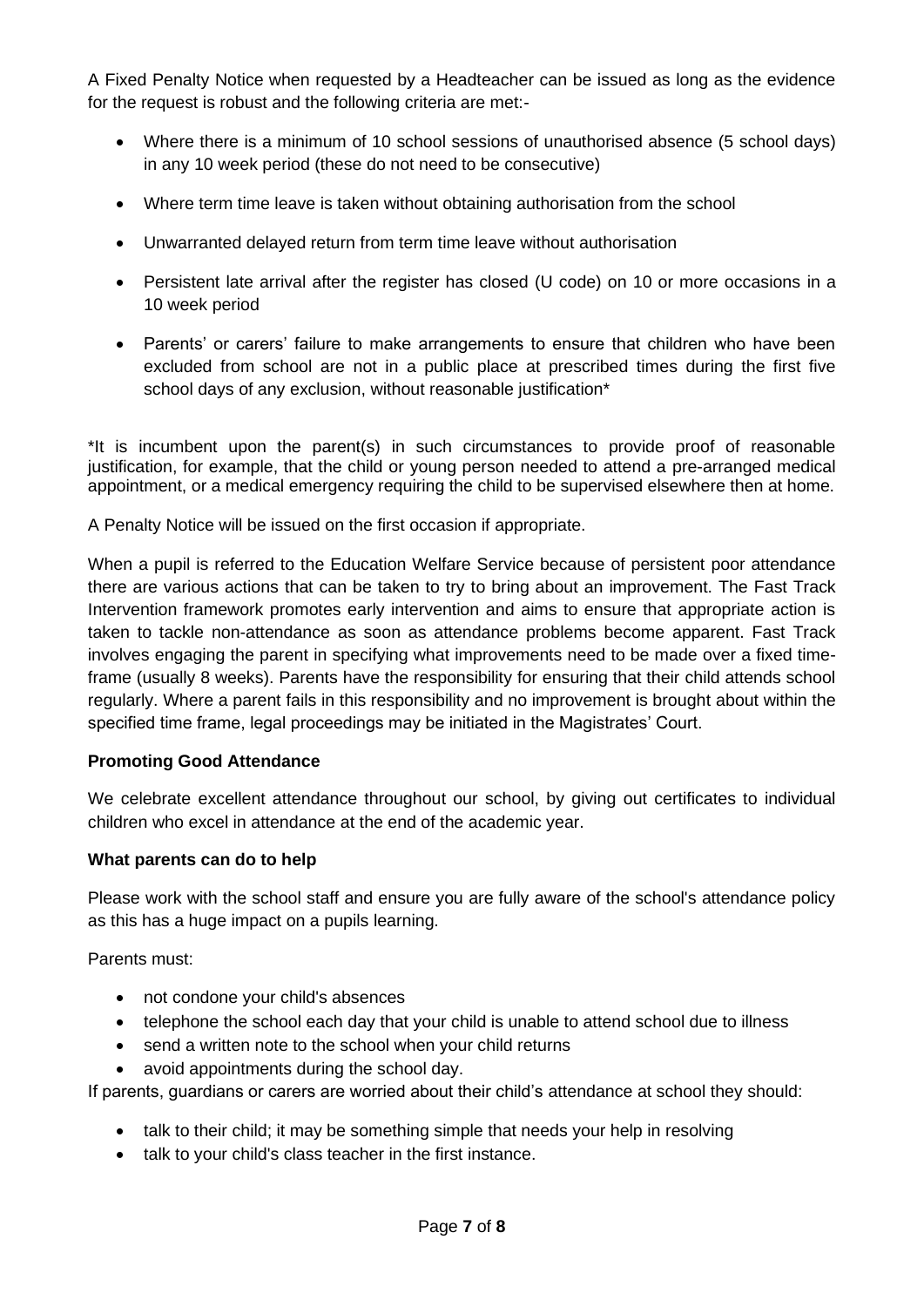A Fixed Penalty Notice when requested by a Headteacher can be issued as long as the evidence for the request is robust and the following criteria are met:-

- Where there is a minimum of 10 school sessions of unauthorised absence (5 school days) in any 10 week period (these do not need to be consecutive)
- Where term time leave is taken without obtaining authorisation from the school
- Unwarranted delayed return from term time leave without authorisation
- Persistent late arrival after the register has closed (U code) on 10 or more occasions in a 10 week period
- Parents' or carers' failure to make arrangements to ensure that children who have been excluded from school are not in a public place at prescribed times during the first five school days of any exclusion, without reasonable justification*

*It is incumbent upon the parent(s) in such circumstances to provide proof of reasonable justification, for example, that the child or young person needed to attend a pre-arranged medical appointment, or a medical emergency requiring the child to be supervised elsewhere then at home.

A Penalty Notice will be issued on the first occasion if appropriate.

When a pupil is referred to the Education Welfare Service because of persistent poor attendance there are various actions that can be taken to try to bring about an improvement. The Fast Track Intervention framework promotes early intervention and aims to ensure that appropriate action is taken to tackle non-attendance as soon as attendance problems become apparent. Fast Track involves engaging the parent in specifying what improvements need to be made over a fixed time-frame (usually 8 weeks). Parents have the responsibility for ensuring that their child attends school regularly. Where a parent fails in this responsibility and no improvement is brought about within the specified time frame, legal proceedings may be initiated in the Magistrates' Court.

**Promoting Good Attendance**

We celebrate excellent attendance throughout our school, by giving out certificates to individual children who excel in attendance at the end of the academic year.

**What parents can do to help**

Please work with the school staff and ensure you are fully aware of the school's attendance policy as this has a huge impact on a pupils learning.

Parents must:

- not condone your child's absences
- telephone the school each day that your child is unable to attend school due to illness
- send a written note to the school when your child returns
- avoid appointments during the school day.

If parents, guardians or carers are worried about their child's attendance at school they should:

- talk to their child; it may be something simple that needs your help in resolving
- talk to your child's class teacher in the first instance.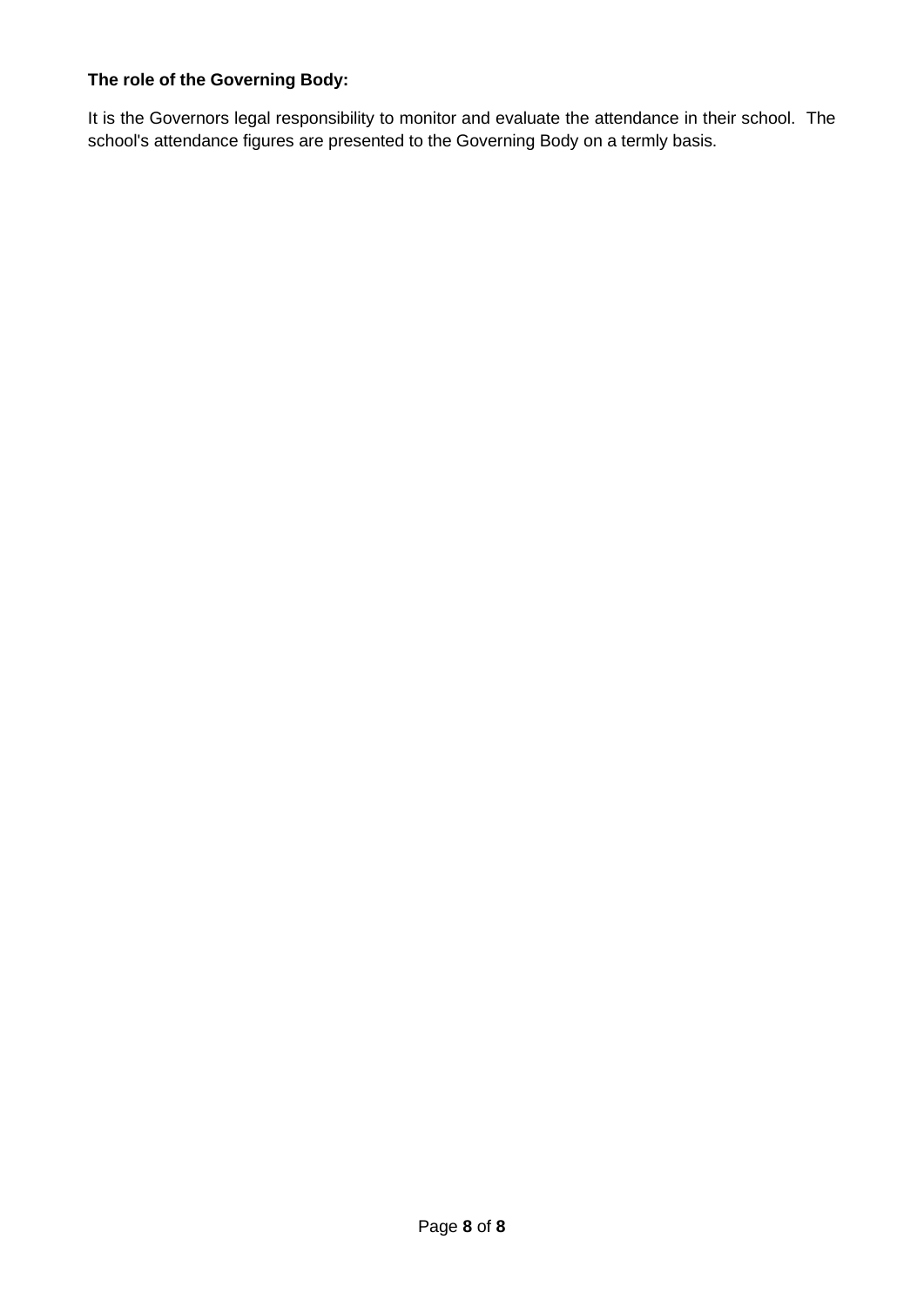**The role of the Governing Body:**

It is the Governors legal responsibility to monitor and evaluate the attendance in their school. The school's attendance figures are presented to the Governing Body on a termly basis.